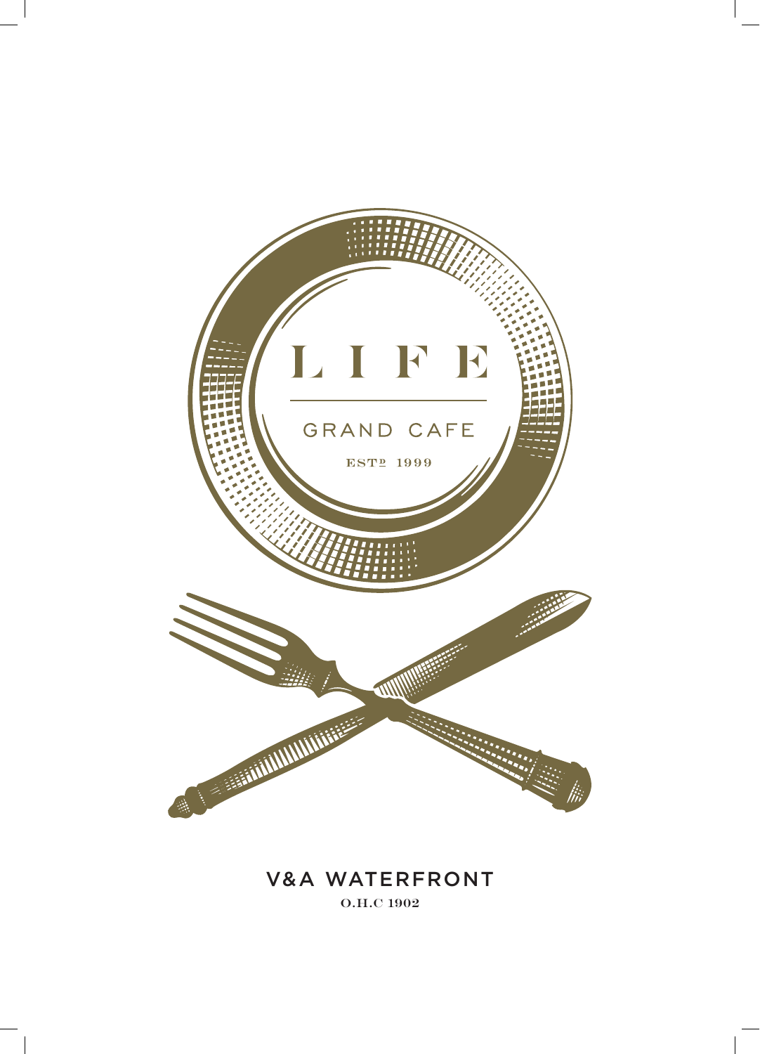# L I F E

## GRAND CAFE

ESTº 1999

V&A WATERFRONT

O.H.C 1902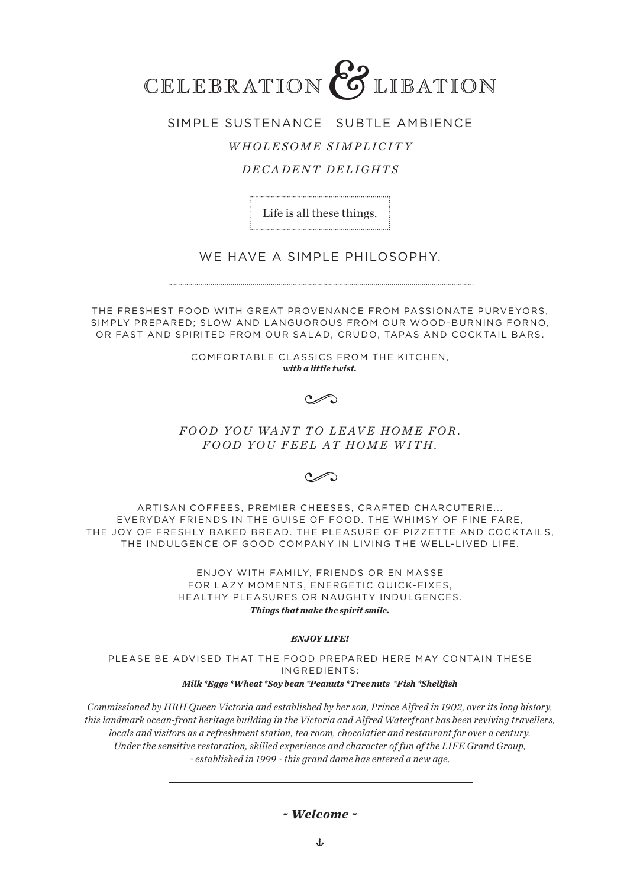# CELEBRATION & LIBATION

SIMPLE SUSTENANCE   SUBTLE AMBIENCE

*WHOLESOME SIMPLICITY*

*DECADENT DELIGHTS*

Life is all these things.

## WE HAVE A SIMPLE PHILOSOPHY.

THE FRESHEST FOOD WITH GREAT PROVENANCE FROM PASSIONATE PURVEYORS, SIMPLY PREPARED; SLOW AND LANGUOROUS FROM OUR WOOD-BURNING FORNO, OR FAST AND SPIRITED FROM OUR SALAD, CRUDO, TAPAS AND COCKTAIL BARS.

COMFORTABLE CLASSICS FROM THE KITCHEN,
***with a little twist.***

*FOOD YOU WANT TO LEAVE HOME FOR.*
*FOOD YOU FEEL AT HOME WITH.*

ARTISAN COFFEES, PREMIER CHEESES, CRAFTED CHARCUTERIE... EVERYDAY FRIENDS IN THE GUISE OF FOOD. THE WHIMSY OF FINE FARE, THE JOY OF FRESHLY BAKED BREAD. THE PLEASURE OF PIZZETTE AND COCKTAILS, THE INDULGENCE OF GOOD COMPANY IN LIVING THE WELL-LIVED LIFE.

ENJOY WITH FAMILY, FRIENDS OR EN MASSE
FOR LAZY MOMENTS, ENERGETIC QUICK-FIXES,
HEALTHY PLEASURES OR NAUGHTY INDULGENCES.
***Things that make the spirit smile.***

***ENJOY LIFE!***

PLEASE BE ADVISED THAT THE FOOD PREPARED HERE MAY CONTAIN THESE INGREDIENTS:
***Milk *Eggs *Wheat *Soy bean *Peanuts *Tree nuts *Fish *Shellfish***

*Commissioned by HRH Queen Victoria and established by her son, Prince Alfred in 1902, over its long history, this landmark ocean-front heritage building in the Victoria and Alfred Waterfront has been reviving travellers, locals and visitors as a refreshment station, tea room, chocolatier and restaurant for over a century. Under the sensitive restoration, skilled experience and character of fun of the LIFE Grand Group, ~ established in 1999 ~ this grand dame has entered a new age.*

***~ Welcome ~***

⚓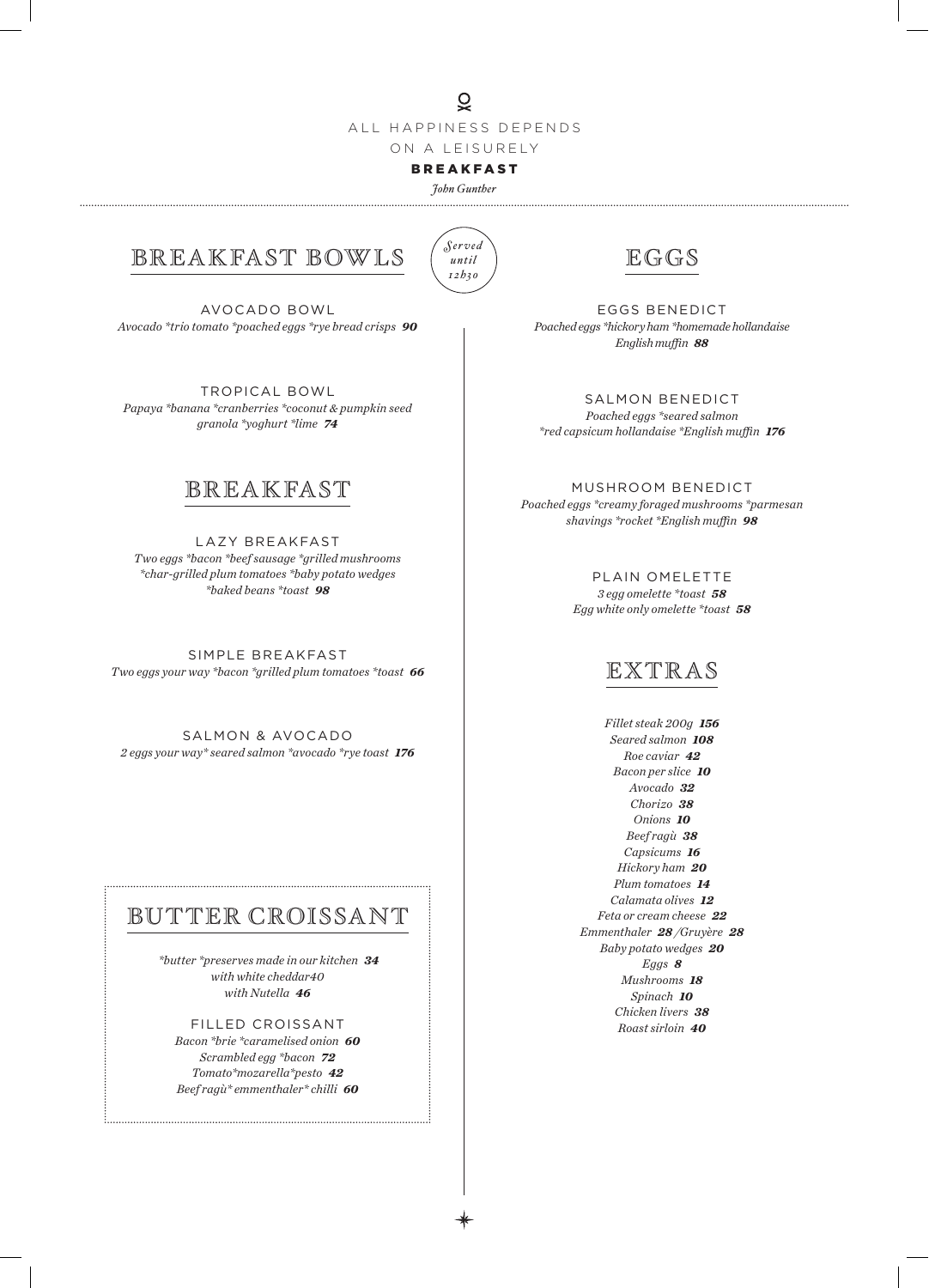ALL HAPPINESS DEPENDS
ON A LEISURELY
**BREAKFAST**
*John Gunther*

## BREAKFAST BOWLS

*Served until 12h30*

AVOCADO BOWL
*Avocado *trio tomato *poached eggs *rye bread crisps* ***90***

TROPICAL BOWL
*Papaya *banana *cranberries *coconut & pumpkin seed granola *yoghurt *lime* ***74***

## BREAKFAST

LAZY BREAKFAST
*Two eggs *bacon *beef sausage *grilled mushrooms *char-grilled plum tomatoes *baby potato wedges *baked beans *toast* ***98***

SIMPLE BREAKFAST
*Two eggs your way *bacon *grilled plum tomatoes *toast* ***66***

SALMON & AVOCADO
*2 eggs your way* seared salmon *avocado *rye toast* ***176***

## BUTTER CROISSANT

**butter *preserves made in our kitchen* ***34***
*with white cheddar40*
*with Nutella* ***46***

FILLED CROISSANT
*Bacon *brie *caramelised onion* ***60***
*Scrambled egg *bacon* ***72***
*Tomato*mozarella*pesto* ***42***
*Beef ragù* emmenthaler* chilli* ***60***

## EGGS

EGGS BENEDICT
*Poached eggs *hickory ham *homemade hollandaise English muffin* ***88***

SALMON BENEDICT
*Poached eggs *seared salmon *red capsicum hollandaise *English muffin* ***176***

MUSHROOM BENEDICT
*Poached eggs *creamy foraged mushrooms *parmesan shavings *rocket *English muffin* ***98***

PLAIN OMELETTE
*3 egg omelette *toast* ***58***
*Egg white only omelette *toast* ***58***

## EXTRAS

*Fillet steak 200g* ***156***
*Seared salmon* ***108***
*Roe caviar* ***42***
*Bacon per slice* ***10***
*Avocado* ***32***
*Chorizo* ***38***
*Onions* ***10***
*Beef ragù* ***38***
*Capsicums* ***16***
*Hickory ham* ***20***
*Plum tomatoes* ***14***
*Calamata olives* ***12***
*Feta or cream cheese* ***22***
*Emmenthaler* ***28*** */Gruyère* ***28***
*Baby potato wedges* ***20***
*Eggs* ***8***
*Mushrooms* ***18***
*Spinach* ***10***
*Chicken livers* ***38***
*Roast sirloin* ***40***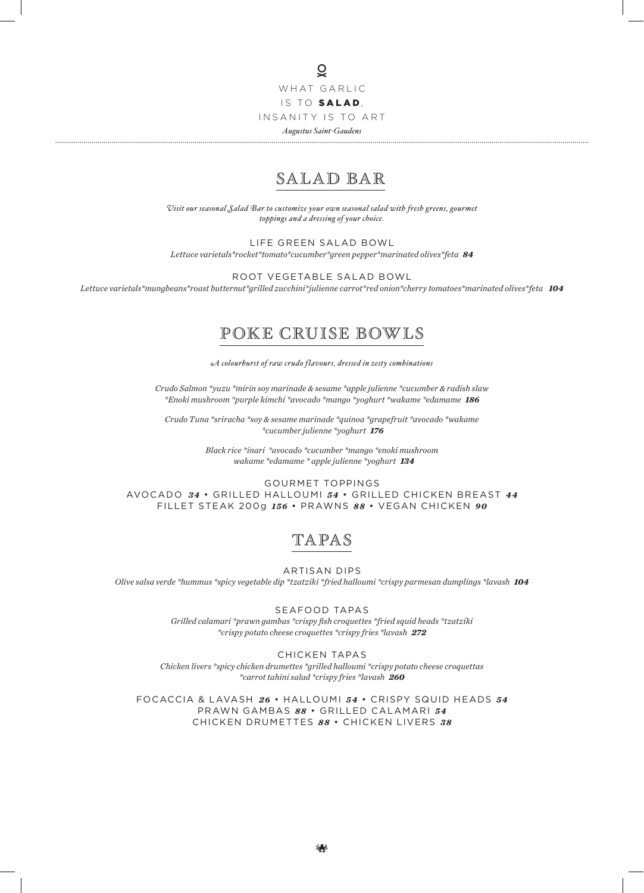WHAT GARLIC
IS TO **SALAD**,
INSANITY IS TO ART

*Augustus Saint-Gaudens*

---

## SALAD BAR

*Visit our seasonal Salad Bar to customize your own seasonal salad with fresh greens, gourmet toppings and a dressing of your choice.*

### LIFE GREEN SALAD BOWL

*Lettuce varietals*rocket*tomato*cucumber*green pepper*marinated olives*feta* ***84***

### ROOT VEGETABLE SALAD BOWL

*Lettuce varietals*mungbeans*roast butternut*grilled zucchini*julienne carrot*red onion*cherry tomatoes*marinated olives*feta* ***104***

## POKE CRUISE BOWLS

*A colourburst of raw crudo flavours, dressed in zesty combinations*

*Crudo Salmon *yuzu *mirin soy marinade & sesame *apple julienne *cucumber & radish slaw *Enoki mushroom *purple kimchi *avocado *mango *yoghurt *wakame *edamame* ***186***

*Crudo Tuna *sriracha *soy & sesame marinade *quinoa *grapefruit *avocado *wakame *cucumber julienne *yoghurt* ***176***

*Black rice *inari *avocado *cucumber *mango *enoki mushroom wakame *edamame * apple julienne *yoghurt* ***134***

### GOURMET TOPPINGS

AVOCADO ***34*** • GRILLED HALLOUMI ***54*** • GRILLED CHICKEN BREAST ***44***
FILLET STEAK 200g ***156*** • PRAWNS ***88*** • VEGAN CHICKEN ***90***

## TAPAS

### ARTISAN DIPS

*Olive salsa verde *hummus *spicy vegetable dip *tzatziki *fried halloumi *crispy parmesan dumplings *lavash* ***104***

### SEAFOOD TAPAS

*Grilled calamari *prawn gambas *crispy fish croquettes *fried squid heads *tzatziki *crispy potato cheese croquettes *crispy fries *lavash* ***272***

### CHICKEN TAPAS

*Chicken livers *spicy chicken drumettes *grilled halloumi *crispy potato cheese croquettas *carrot tahini salad *crispy fries *lavash* ***260***

FOCACCIA & LAVASH ***26*** • HALLOUMI ***54*** • CRISPY SQUID HEADS ***54***
PRAWN GAMBAS ***88*** • GRILLED CALAMARI ***54***
CHICKEN DRUMETTES ***88*** • CHICKEN LIVERS ***38***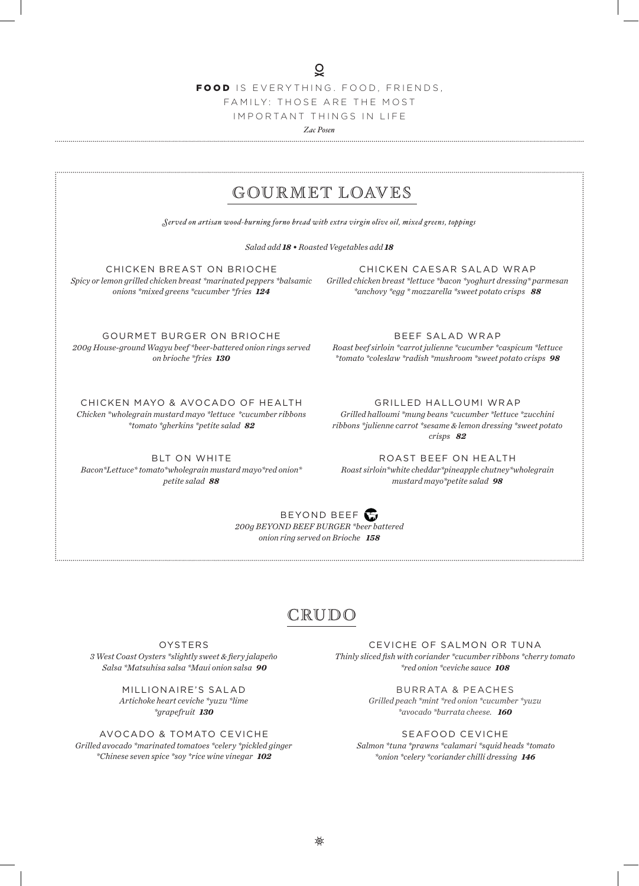**FOOD** IS EVERYTHING. FOOD, FRIENDS, FAMILY: THOSE ARE THE MOST IMPORTANT THINGS IN LIFE

*Zac Posen*

## GOURMET LOAVES

*Served on artisan wood-burning forno bread with extra virgin olive oil, mixed greens, toppings*

*Salad add* ***18*** *• Roasted Vegetables add* ***18***

### CHICKEN BREAST ON BRIOCHE

*Spicy or lemon grilled chicken breast *marinated peppers *balsamic onions *mixed greens *cucumber *fries* ***124***

### GOURMET BURGER ON BRIOCHE

*200g House-ground Wagyu beef *beer-battered onion rings served on brioche *fries* ***130***

### CHICKEN MAYO & AVOCADO OF HEALTH

*Chicken *wholegrain mustard mayo *lettuce *cucumber ribbons *tomato *gherkins *petite salad* ***82***

### BLT ON WHITE

*Bacon*Lettuce* tomato*wholegrain mustard mayo*red onion* petite salad* ***88***

### CHICKEN CAESAR SALAD WRAP

*Grilled chicken breast *lettuce *bacon *yoghurt dressing* parmesan *anchovy *egg * mozzarella *sweet potato crisps* ***88***

### BEEF SALAD WRAP

*Roast beef sirloin *carrot julienne *cucumber *caspicum *lettuce *tomato *coleslaw *radish *mushroom *sweet potato crisps* ***98***

### GRILLED HALLOUMI WRAP

*Grilled halloumi *mung beans *cucumber *lettuce *zucchini ribbons *julienne carrot *sesame & lemon dressing *sweet potato crisps* ***82***

### ROAST BEEF ON HEALTH

*Roast sirloin*white cheddar*pineapple chutney*wholegrain mustard mayo*petite salad* ***98***

### BEYOND BEEF

*200g BEYOND BEEF BURGER *beer battered onion ring served on Brioche* ***158***

## CRUDO

### OYSTERS

*3 West Coast Oysters *slightly sweet & fiery jalapeño Salsa *Matsuhisa salsa *Maui onion salsa* ***90***

### MILLIONAIRE'S SALAD

*Artichoke heart ceviche *yuzu *lime *grapefruit* ***130***

### AVOCADO & TOMATO CEVICHE

*Grilled avocado *marinated tomatoes *celery *pickled ginger *Chinese seven spice *soy *rice wine vinegar* ***102***

### CEVICHE OF SALMON OR TUNA

*Thinly sliced fish with coriander *cucumber ribbons *cherry tomato *red onion *ceviche sauce* ***108***

### BURRATA & PEACHES

*Grilled peach *mint *red onion *cucumber *yuzu *avocado *burrata cheese.* ***160***

### SEAFOOD CEVICHE

*Salmon *tuna *prawns *calamari *squid heads *tomato *onion *celery *coriander chilli dressing* ***146***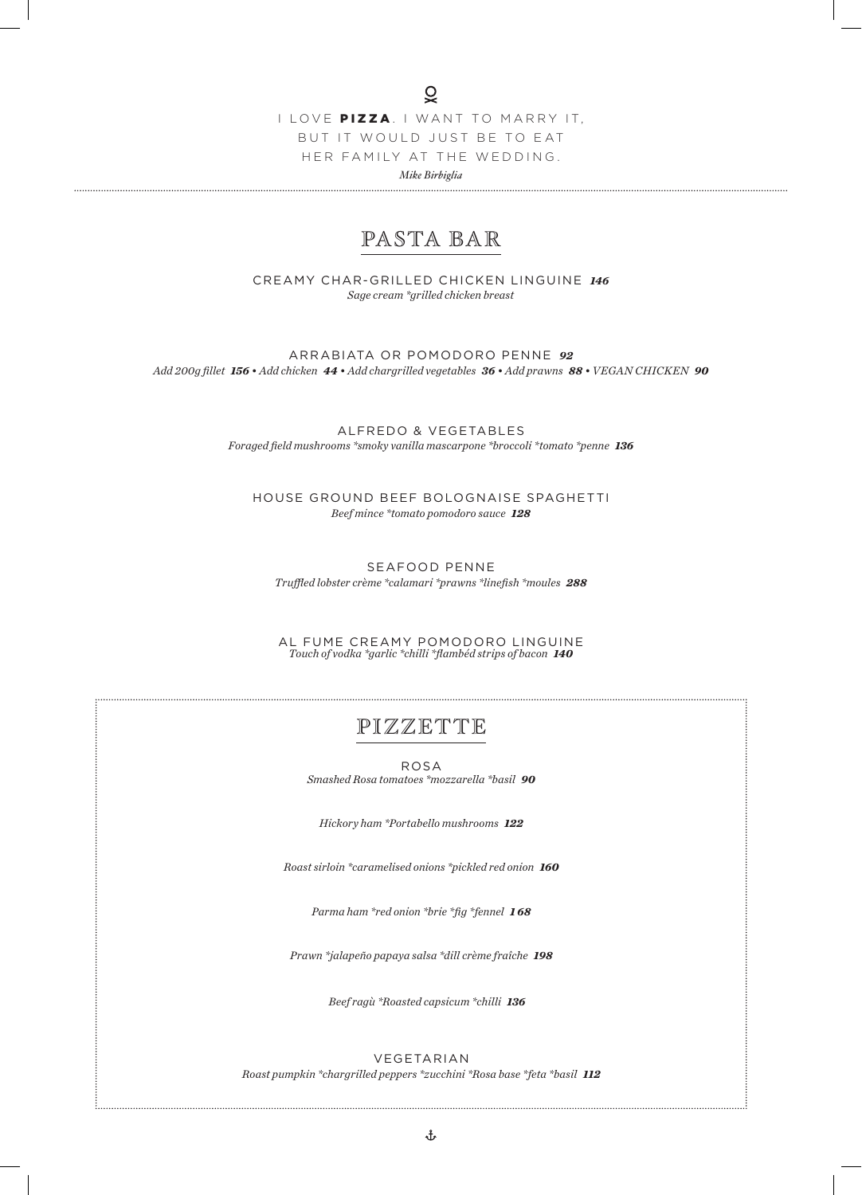I LOVE **PIZZA**. I WANT TO MARRY IT,
BUT IT WOULD JUST BE TO EAT
HER FAMILY AT THE WEDDING.

*Mike Birbiglia*

---

## PASTA BAR

CREAMY CHAR-GRILLED CHICKEN LINGUINE ***146***
*Sage cream *grilled chicken breast*

ARRABIATA OR POMODORO PENNE ***92***
*Add 200g fillet **156** • Add chicken **44** • Add chargrilled vegetables **36** • Add prawns **88** • VEGAN CHICKEN **90***

ALFREDO & VEGETABLES
*Foraged field mushrooms *smoky vanilla mascarpone *broccoli *tomato *penne **136***

HOUSE GROUND BEEF BOLOGNAISE SPAGHETTI
*Beef mince *tomato pomodoro sauce **128***

SEAFOOD PENNE
*Truffled lobster crème *calamari *prawns *linefish *moules **288***

AL FUME CREAMY POMODORO LINGUINE
*Touch of vodka *garlic *chilli *flambéd strips of bacon **140***

---

## PIZZETTE

ROSA
*Smashed Rosa tomatoes *mozzarella *basil **90***

*Hickory ham *Portabello mushrooms **122***

*Roast sirloin *caramelised onions *pickled red onion **160***

*Parma ham *red onion *brie *fig *fennel **168***

*Prawn *jalapeño papaya salsa *dill crème fraîche **198***

*Beef ragù *Roasted capsicum *chilli **136***

VEGETARIAN
*Roast pumpkin *chargrilled peppers *zucchini *Rosa base *feta *basil **112***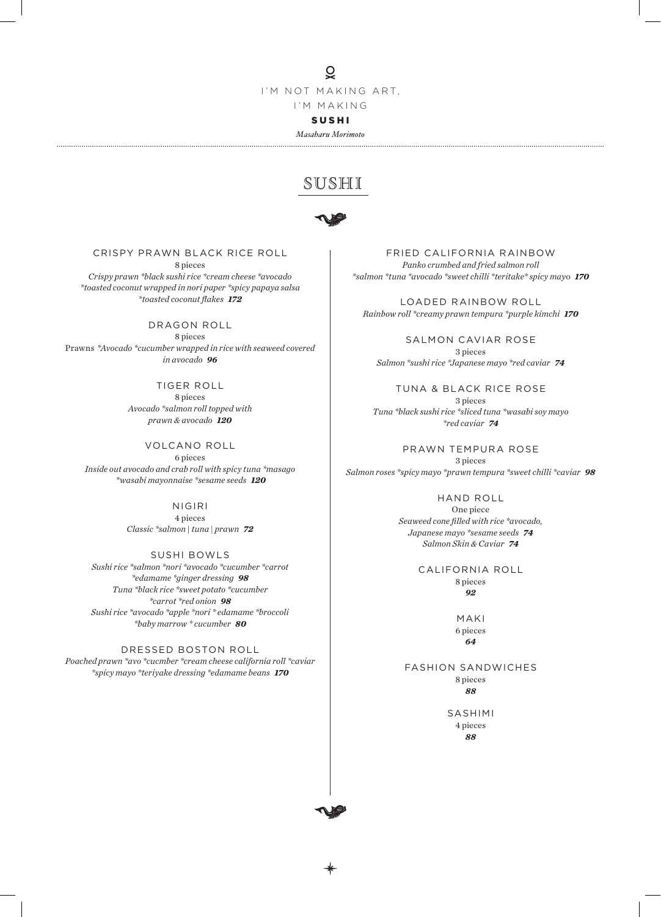I'M NOT MAKING ART,
I'M MAKING
**SUSHI**
*Masaharu Morimoto*

# SUSHI

### CRISPY PRAWN BLACK RICE ROLL
8 pieces
*Crispy prawn *black sushi rice *cream cheese *avocado *toasted coconut wrapped in nori paper *spicy papaya salsa *toasted coconut flakes* ***172***

### DRAGON ROLL
8 pieces
Prawns *\*Avocado *cucumber wrapped in rice with seaweed covered in avocado* ***96***

### TIGER ROLL
8 pieces
*Avocado *salmon roll topped with prawn & avocado* ***120***

### VOLCANO ROLL
6 pieces
*Inside out avocado and crab roll with spicy tuna *masago *wasabi mayonnaise *sesame seeds* ***120***

### NIGIRI
4 pieces
*Classic *salmon | tuna | prawn* ***72***

### SUSHI BOWLS
*Sushi rice *salmon *nori *avocado *cucumber *carrot *edamame *ginger dressing* ***98***
*Tuna *black rice *sweet potato *cucumber *carrot *red onion* ***98***
*Sushi rice *avocado *apple *nori * edamame *broccoli *baby marrow * cucumber* ***80***

### DRESSED BOSTON ROLL
*Poached prawn *avo *cucmber *cream cheese california roll *caviar *spicy mayo *teriyake dressing *edamame beans* ***170***

### FRIED CALIFORNIA RAINBOW
*Panko crumbed and fried salmon roll *salmon *tuna *avocado *sweet chilli *teritake* spicy mayo* ***170***

### LOADED RAINBOW ROLL
*Rainbow roll *creamy prawn tempura *purple kimchi* ***170***

### SALMON CAVIAR ROSE
3 pieces
*Salmon *sushi rice *Japanese mayo *red caviar* ***74***

### TUNA & BLACK RICE ROSE
3 pieces
*Tuna *black sushi rice *sliced tuna *wasabi soy mayo *red caviar* ***74***

### PRAWN TEMPURA ROSE
3 pieces
*Salmon roses *spicy mayo *prawn tempura *sweet chilli *caviar* ***98***

### HAND ROLL
One piece
*Seaweed cone filled with rice *avocado, Japanese mayo *sesame seeds* ***74***
*Salmon Skin & Caviar* ***74***

### CALIFORNIA ROLL
8 pieces
***92***

### MAKI
6 pieces
***64***

### FASHION SANDWICHES
8 pieces
***88***

### SASHIMI
4 pieces
***88***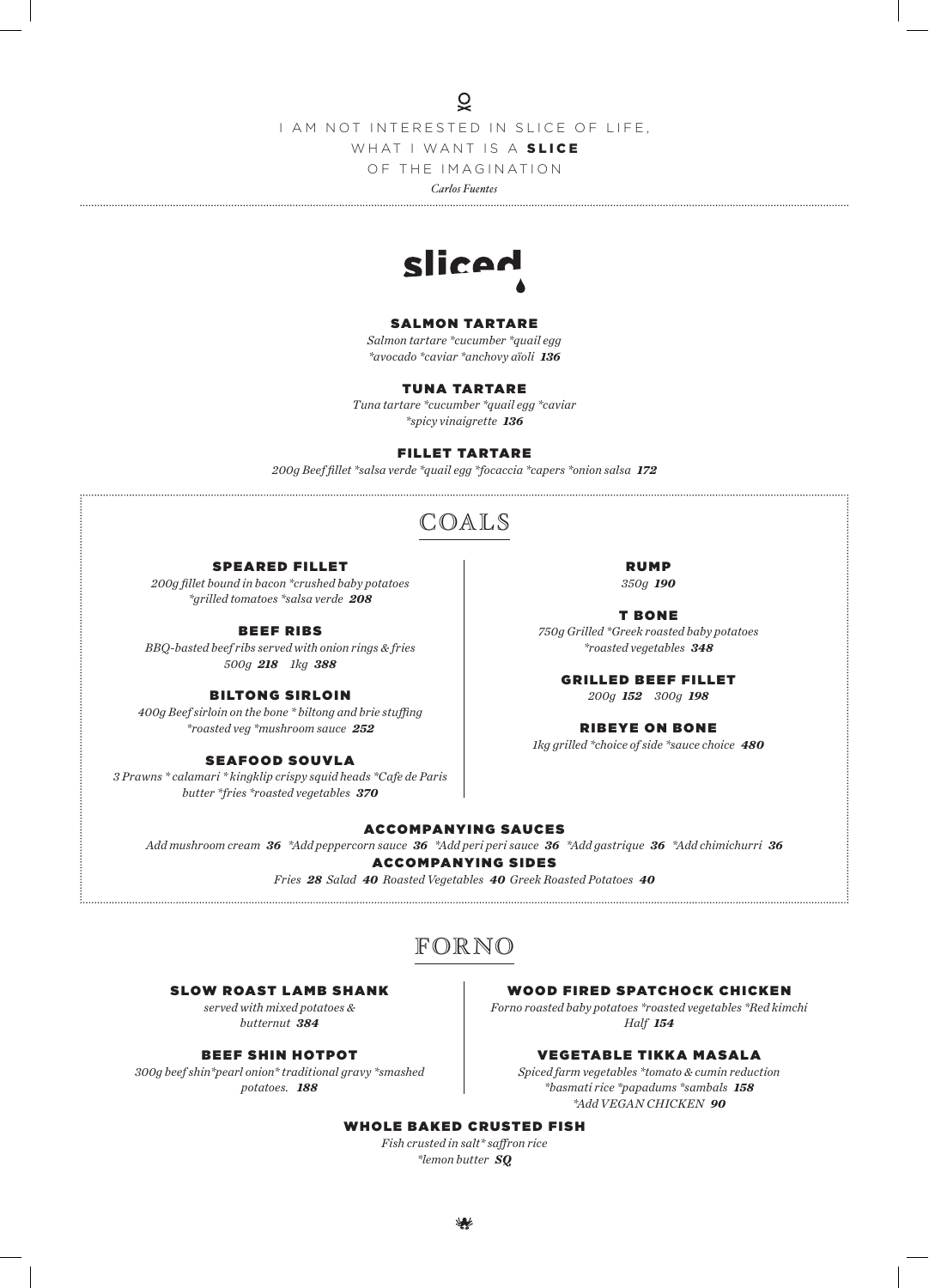I AM NOT INTERESTED IN SLICE OF LIFE,
WHAT I WANT IS A **SLICE**
OF THE IMAGINATION

*Carlos Fuentes*

# sliced

### SALMON TARTARE

*Salmon tartare *cucumber *quail egg *avocado *caviar *anchovy aïoli* ***136***

### TUNA TARTARE

*Tuna tartare *cucumber *quail egg *caviar *spicy vinaigrette* ***136***

### FILLET TARTARE

*200g Beef fillet *salsa verde *quail egg *focaccia *capers *onion salsa* ***172***

## COALS

### SPEARED FILLET

*200g fillet bound in bacon *crushed baby potatoes *grilled tomatoes *salsa verde* ***208***

### BEEF RIBS

*BBQ-basted beef ribs served with onion rings & fries*
*500g* ***218*** *1kg* ***388***

### BILTONG SIRLOIN

*400g Beef sirloin on the bone * biltong and brie stuffing *roasted veg *mushroom sauce* ***252***

### SEAFOOD SOUVLA

*3 Prawns * calamari * kingklip crispy squid heads *Cafe de Paris butter *fries *roasted vegetables* ***370***

### RUMP

*350g* ***190***

### T BONE

*750g Grilled *Greek roasted baby potatoes *roasted vegetables* ***348***

### GRILLED BEEF FILLET

*200g* ***152*** *300g* ***198***

### RIBEYE ON BONE

*1kg grilled *choice of side *sauce choice* ***480***

### ACCOMPANYING SAUCES

*Add mushroom cream* ***36*** *\*Add peppercorn sauce* ***36*** *\*Add peri peri sauce* ***36*** *\*Add gastrique* ***36*** *\*Add chimichurri* ***36***

### ACCOMPANYING SIDES

*Fries* ***28*** *Salad* ***40*** *Roasted Vegetables* ***40*** *Greek Roasted Potatoes* ***40***

## FORNO

### SLOW ROAST LAMB SHANK

*served with mixed potatoes & butternut* ***384***

### BEEF SHIN HOTPOT

*300g beef shin*pearl onion* traditional gravy *smashed potatoes.* ***188***

### WOOD FIRED SPATCHCOCK CHICKEN

*Forno roasted baby potatoes *roasted vegetables *Red kimchi*
*Half* ***154***

### VEGETABLE TIKKA MASALA

*Spiced farm vegetables *tomato & cumin reduction *basmati rice *papadums *sambals* ***158***
*\*Add VEGAN CHICKEN* ***90***

### WHOLE BAKED CRUSTED FISH

*Fish crusted in salt* saffron rice *lemon butter* ***SQ***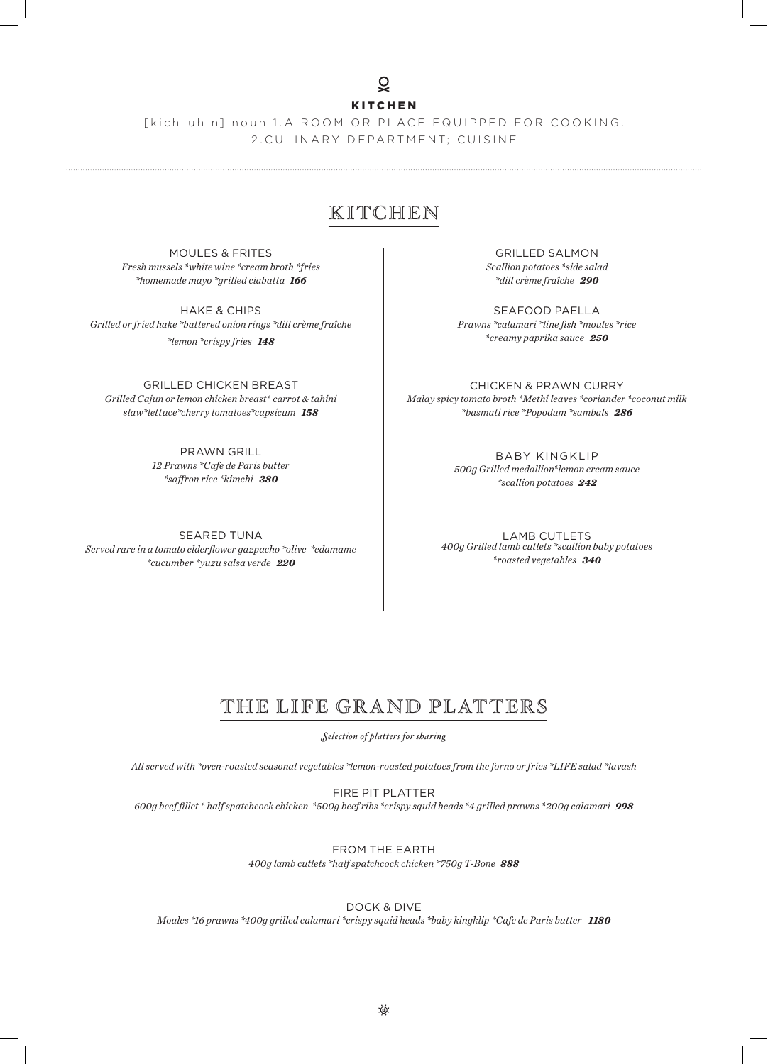**KITCHEN**

[kich-uh n] noun 1.A ROOM OR PLACE EQUIPPED FOR COOKING. 2.CULINARY DEPARTMENT; CUISINE

# KITCHEN

MOULES & FRITES
*Fresh mussels *white wine *cream broth *fries *homemade mayo *grilled ciabatta* ***166***

HAKE & CHIPS
*Grilled or fried hake *battered onion rings *dill crème fraîche *lemon *crispy fries* ***148***

GRILLED CHICKEN BREAST
*Grilled Cajun or lemon chicken breast* carrot & tahini slaw*lettuce*cherry tomatoes*capsicum* ***158***

PRAWN GRILL
*12 Prawns *Cafe de Paris butter *saffron rice *kimchi* ***380***

SEARED TUNA
*Served rare in a tomato elderflower gazpacho *olive *edamame *cucumber *yuzu salsa verde* ***220***

GRILLED SALMON
*Scallion potatoes *side salad *dill crème fraîche* ***290***

SEAFOOD PAELLA
*Prawns *calamari *line fish *moules *rice *creamy paprika sauce* ***250***

CHICKEN & PRAWN CURRY
*Malay spicy tomato broth *Methi leaves *coriander *coconut milk *basmati rice *Popodum *sambals* ***286***

BABY KINGKLIP
*500g Grilled medallion*lemon cream sauce *scallion potatoes* ***242***

LAMB CUTLETS
*400g Grilled lamb cutlets *scallion baby potatoes *roasted vegetables* ***340***

# THE LIFE GRAND PLATTERS

*Selection of platters for sharing*

*All served with *oven-roasted seasonal vegetables *lemon-roasted potatoes from the forno or fries *LIFE salad *lavash*

FIRE PIT PLATTER
*600g beef fillet * half spatchcock chicken *500g beef ribs *crispy squid heads *4 grilled prawns *200g calamari* ***998***

FROM THE EARTH
*400g lamb cutlets *half spatchcock chicken *750g T-Bone* ***888***

DOCK & DIVE
*Moules *16 prawns *400g grilled calamari *crispy squid heads *baby kingklip *Cafe de Paris butter* ***1180***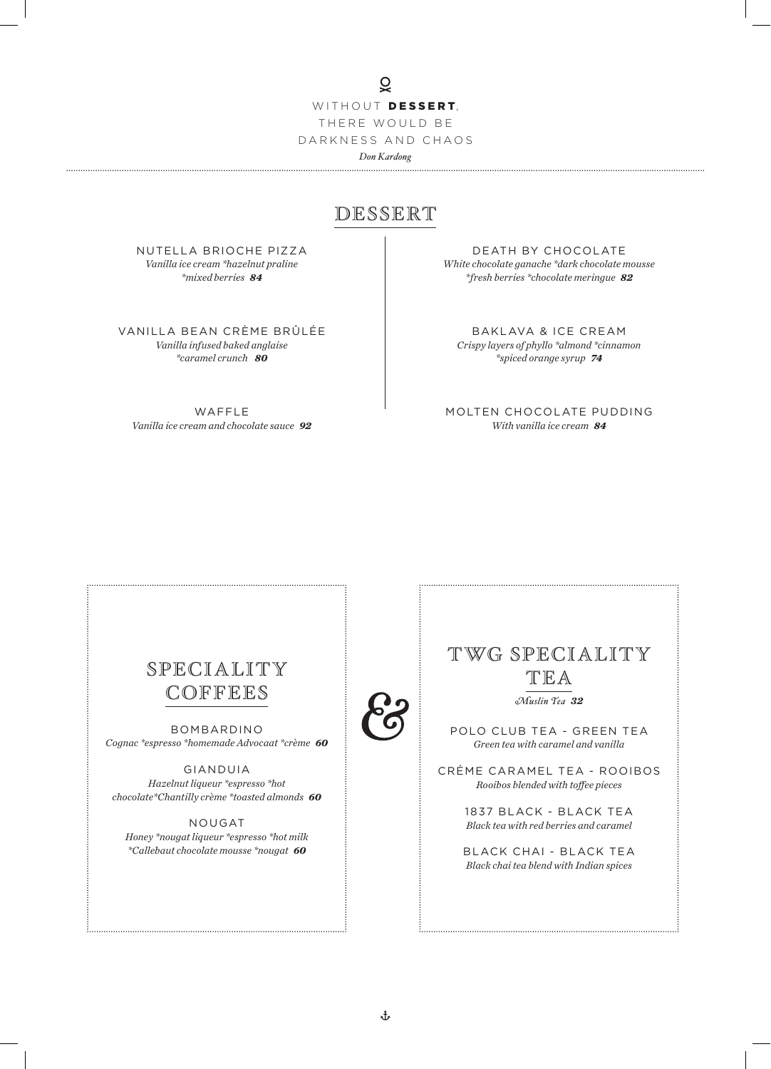WITHOUT **DESSERT**,
THERE WOULD BE
DARKNESS AND CHAOS

*Don Kardong*

# DESSERT

NUTELLA BRIOCHE PIZZA
*Vanilla ice cream *hazelnut praline *mixed berries* ***84***

VANILLA BEAN CRÈME BRÛLÉE
*Vanilla infused baked anglaise *caramel crunch* ***80***

WAFFLE
*Vanilla ice cream and chocolate sauce* ***92***

DEATH BY CHOCOLATE
*White chocolate ganache *dark chocolate mousse *fresh berries *chocolate meringue* ***82***

BAKLAVA & ICE CREAM
*Crispy layers of phyllo *almond *cinnamon *spiced orange syrup* ***74***

MOLTEN CHOCOLATE PUDDING
*With vanilla ice cream* ***84***

## SPECIALITY COFFEES

BOMBARDINO
*Cognac *espresso *homemade Advocaat *crème* ***60***

GIANDUIA
*Hazelnut liqueur *espresso *hot chocolate*Chantilly crème *toasted almonds* ***60***

NOUGAT
*Honey *nougat liqueur *espresso *hot milk *Callebaut chocolate mousse *nougat* ***60***

&

## TWG SPECIALITY TEA

*Muslin Tea* ***32***

POLO CLUB TEA - GREEN TEA
*Green tea with caramel and vanilla*

CRÉME CARAMEL TEA - ROOIBOS
*Rooibos blended with toffee pieces*

1837 BLACK - BLACK TEA
*Black tea with red berries and caramel*

BLACK CHAI - BLACK TEA
*Black chai tea blend with Indian spices*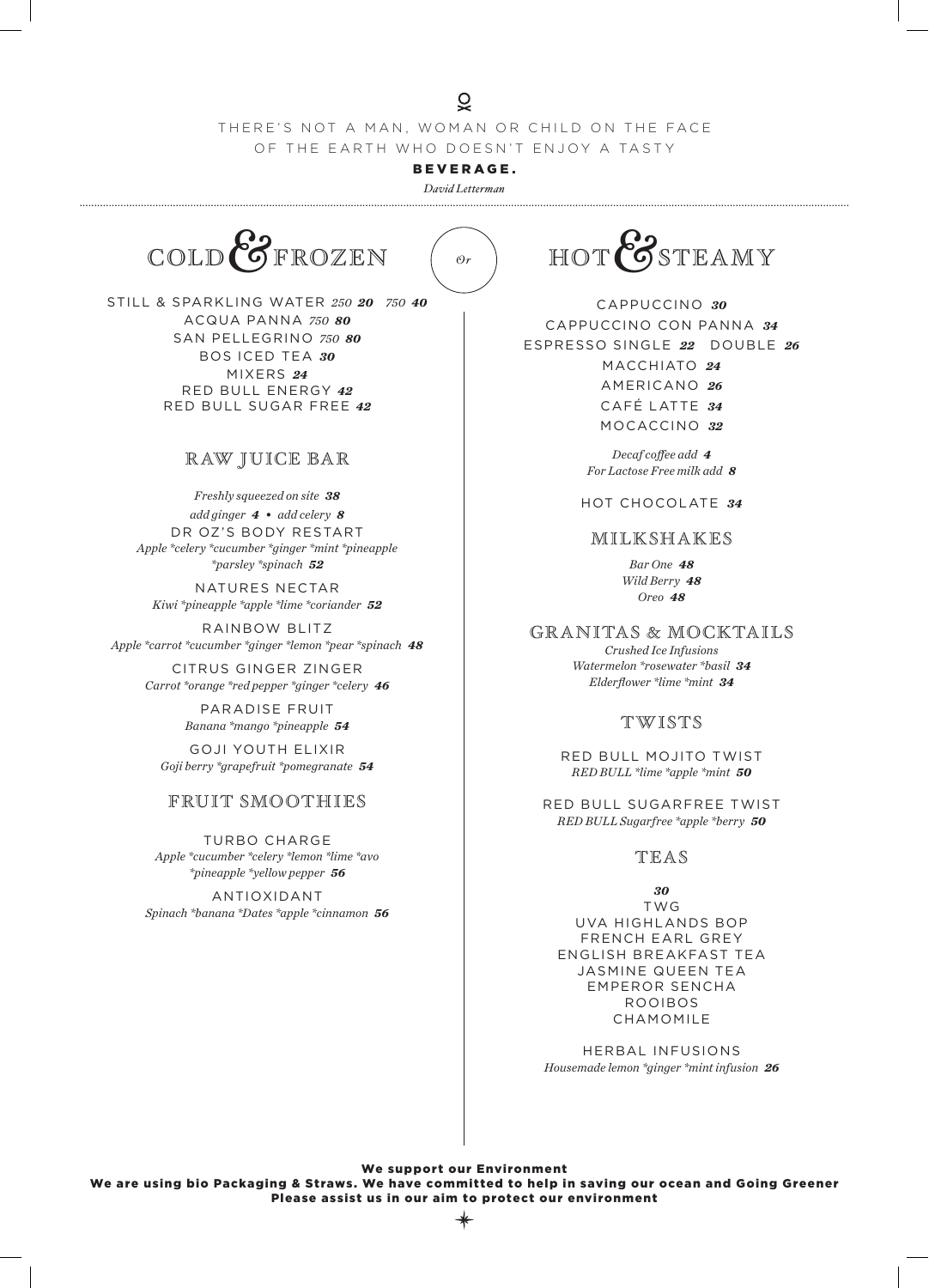THERE'S NOT A MAN, WOMAN OR CHILD ON THE FACE OF THE EARTH WHO DOESN'T ENJOY A TASTY **BEVERAGE.**

*David Letterman*

---

# COLD & FROZEN

STILL & SPARKLING WATER *250* ***20*** *750* ***40***
ACQUA PANNA *750* ***80***
SAN PELLEGRINO *750* ***80***
BOS ICED TEA ***30***
MIXERS ***24***
RED BULL ENERGY ***42***
RED BULL SUGAR FREE ***42***

## RAW JUICE BAR

*Freshly squeezed on site* ***38***
*add ginger* ***4*** • *add celery* ***8***

DR OZ'S BODY RESTART
*Apple *celery *cucumber *ginger *mint *pineapple *parsley *spinach* ***52***

NATURES NECTAR
*Kiwi *pineapple *apple *lime *coriander* ***52***

RAINBOW BLITZ
*Apple *carrot *cucumber *ginger *lemon *pear *spinach* ***48***

CITRUS GINGER ZINGER
*Carrot *orange *red pepper *ginger *celery* ***46***

PARADISE FRUIT
*Banana *mango *pineapple* ***54***

GOJI YOUTH ELIXIR
*Goji berry *grapefruit *pomegranate* ***54***

## FRUIT SMOOTHIES

TURBO CHARGE
*Apple *cucumber *celery *lemon *lime *avo *pineapple *yellow pepper* ***56***

ANTIOXIDANT
*Spinach *banana *Dates *apple *cinnamon* ***56***

*Or*

# HOT & STEAMY

CAPPUCCINO ***30***
CAPPUCCINO CON PANNA ***34***
ESPRESSO SINGLE ***22*** DOUBLE ***26***
MACCHIATO ***24***
AMERICANO ***26***
CAFÉ LATTE ***34***
MOCACCINO ***32***

*Decaf coffee add* ***4***
*For Lactose Free milk add* ***8***

HOT CHOCOLATE ***34***

## MILKSHAKES

*Bar One* ***48***
*Wild Berry* ***48***
*Oreo* ***48***

## GRANITAS & MOCKTAILS

*Crushed Ice Infusions*
*Watermelon *rosewater *basil* ***34***
*Elderflower *lime *mint* ***34***

## TWISTS

RED BULL MOJITO TWIST
*RED BULL *lime *apple *mint* ***50***

RED BULL SUGARFREE TWIST
*RED BULL Sugarfree *apple *berry* ***50***

## TEAS

***30***
TWG
UVA HIGHLANDS BOP
FRENCH EARL GREY
ENGLISH BREAKFAST TEA
JASMINE QUEEN TEA
EMPEROR SENCHA
ROOIBOS
CHAMOMILE

HERBAL INFUSIONS
*Housemade lemon *ginger *mint infusion* ***26***

---

**We support our Environment**
**We are using bio Packaging & Straws. We have committed to help in saving our ocean and Going Greener**
**Please assist us in our aim to protect our environment**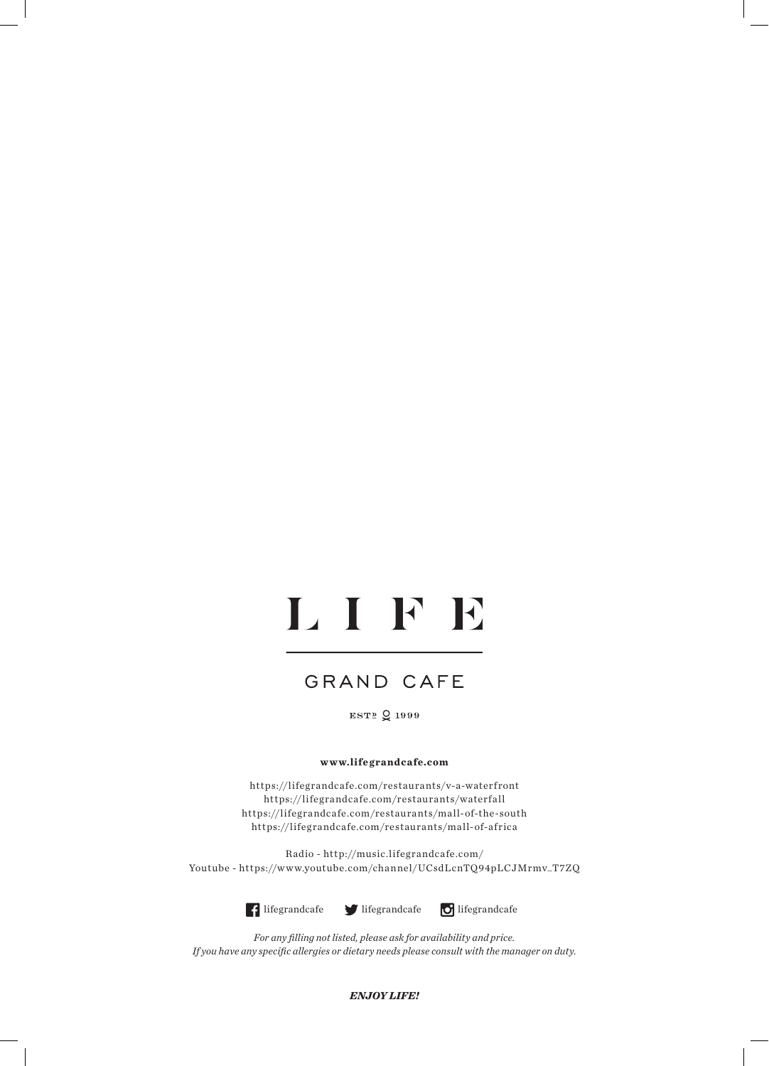# L I F E

## GRAND CAFE

EST[D] 1999

**www.lifegrandcafe.com**

https://lifegrandcafe.com/restaurants/v-a-waterfront
https://lifegrandcafe.com/restaurants/waterfall
https://lifegrandcafe.com/restaurants/mall-of-the-south
https://lifegrandcafe.com/restaurants/mall-of-africa

Radio - http://music.lifegrandcafe.com/
Youtube - https://www.youtube.com/channel/UCsdLcnTQ94pLCJMrmv_T7ZQ

lifegrandcafe lifegrandcafe lifegrandcafe

*For any filling not listed, please ask for availability and price.*
*If you have any specific allergies or dietary needs please consult with the manager on duty.*

***ENJOY LIFE!***